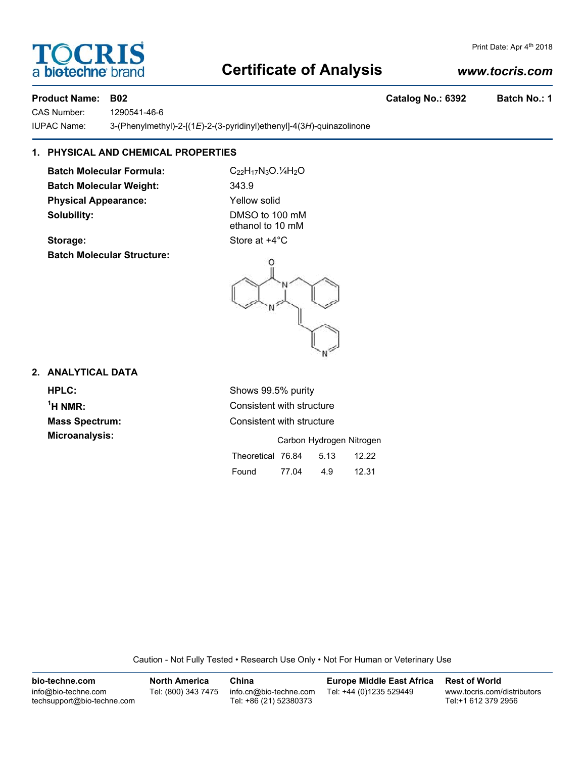# Certificate of Analysis

**Product Name: B02** **Catalog No.: 6392** **Batch No.: 1**

CAS Number: 1290541-46-6

IUPAC Name: 3-(Phenylmethyl)-2-[(1*E*)-2-(3-pyridinyl)ethenyl]-4(3*H*)-quinazolinone

## 1. PHYSICAL AND CHEMICAL PROPERTIES

**Batch Molecular Formula:** $C_{22}H_{17}N_3O.\frac{1}{4}H_2O$

**Batch Molecular Weight:** 343.9

**Physical Appearance:** Yellow solid

**Solubility:** DMSO to 100 mM
ethanol to 10 mM

**Storage:** Store at +4°C

**Batch Molecular Structure:**

## 2. ANALYTICAL DATA

**HPLC:** Shows 99.5% purity

**$^1$H NMR:** Consistent with structure

**Mass Spectrum:** Consistent with structure

**Microanalysis:**

| | Carbon | Hydrogen | Nitrogen |
|---|---|---|---|
| Theoretical | 76.84 | 5.13 | 12.22 |
| Found | 77.04 | 4.9 | 12.31 |

Caution - Not Fully Tested • Research Use Only • Not For Human or Veterinary Use

| bio-techne.com | North America | China | Europe Middle East Africa | Rest of World |
|---|---|---|---|---|
| info@bio-techne.com<br>techsupport@bio-techne.com | Tel: (800) 343 7475 | info.cn@bio-techne.com<br>Tel: +86 (21) 52380373 | Tel: +44 (0)1235 529449 | www.tocris.com/distributors<br>Tel:+1 612 379 2956 |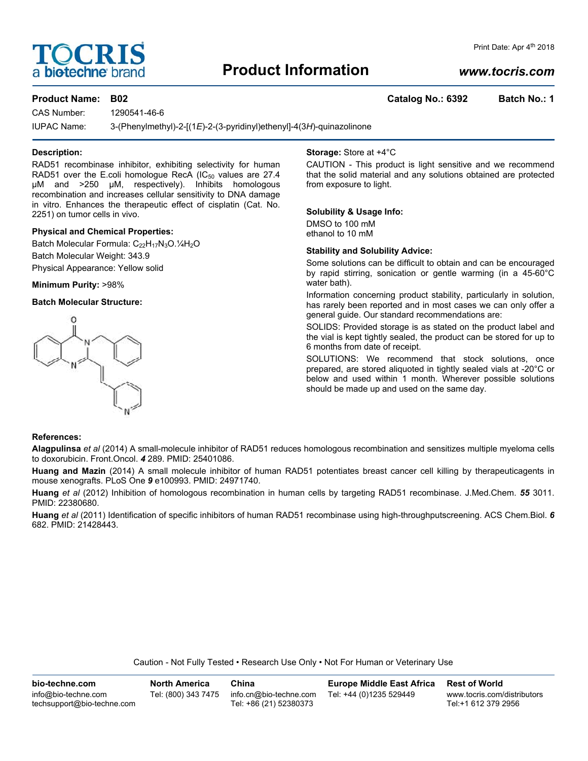# Product Information

**Product Name: B02** **Catalog No.: 6392** **Batch No.: 1**

CAS Number: 1290541-46-6

IUPAC Name: 3-(Phenylmethyl)-2-[(1*E*)-2-(3-pyridinyl)ethenyl]-4(3*H*)-quinazolinone

### Description:

RAD51 recombinase inhibitor, exhibiting selectivity for human RAD51 over the E.coli homologue RecA ($IC_{50}$ values are 27.4 μM and >250 μM, respectively). Inhibits homologous recombination and increases cellular sensitivity to DNA damage in vitro. Enhances the therapeutic effect of cisplatin (Cat. No. 2251) on tumor cells in vivo.

### Physical and Chemical Properties:

Batch Molecular Formula: $C_{22}H_{17}N_3O.¼H_2O$

Batch Molecular Weight: 343.9

Physical Appearance: Yellow solid

**Minimum Purity:** >98%

### Batch Molecular Structure:

**Storage:** Store at +4°C

CAUTION - This product is light sensitive and we recommend that the solid material and any solutions obtained are protected from exposure to light.

### Solubility & Usage Info:

DMSO to 100 mM
ethanol to 10 mM

### Stability and Solubility Advice:

Some solutions can be difficult to obtain and can be encouraged by rapid stirring, sonication or gentle warming (in a 45-60°C water bath).

Information concerning product stability, particularly in solution, has rarely been reported and in most cases we can only offer a general guide. Our standard recommendations are:

SOLIDS: Provided storage is as stated on the product label and the vial is kept tightly sealed, the product can be stored for up to 6 months from date of receipt.

SOLUTIONS: We recommend that stock solutions, once prepared, are stored aliquoted in tightly sealed vials at -20°C or below and used within 1 month. Wherever possible solutions should be made up and used on the same day.

### References:

**Alagpulinsa** *et al* (2014) A small-molecule inhibitor of RAD51 reduces homologous recombination and sensitizes multiple myeloma cells to doxorubicin. Front.Oncol. ***4*** 289. PMID: 25401086.

**Huang and Mazin** (2014) A small molecule inhibitor of human RAD51 potentiates breast cancer cell killing by therapeuticagents in mouse xenografts. PLoS One ***9*** e100993. PMID: 24971740.

**Huang** *et al* (2012) Inhibition of homologous recombination in human cells by targeting RAD51 recombinase. J.Med.Chem. ***55*** 3011. PMID: 22380680.

**Huang** *et al* (2011) Identification of specific inhibitors of human RAD51 recombinase using high-throughputscreening. ACS Chem.Biol. ***6*** 682. PMID: 21428443.

Caution - Not Fully Tested • Research Use Only • Not For Human or Veterinary Use

| **bio-techne.com** | **North America** | **China** | **Europe Middle East Africa** | **Rest of World** |
| --- | --- | --- | --- | --- |
| info@bio-techne.com<br>techsupport@bio-techne.com | Tel: (800) 343 7475 | info.cn@bio-techne.com<br>Tel: +86 (21) 52380373 | Tel: +44 (0)1235 529449 | www.tocris.com/distributors<br>Tel:+1 612 379 2956 |